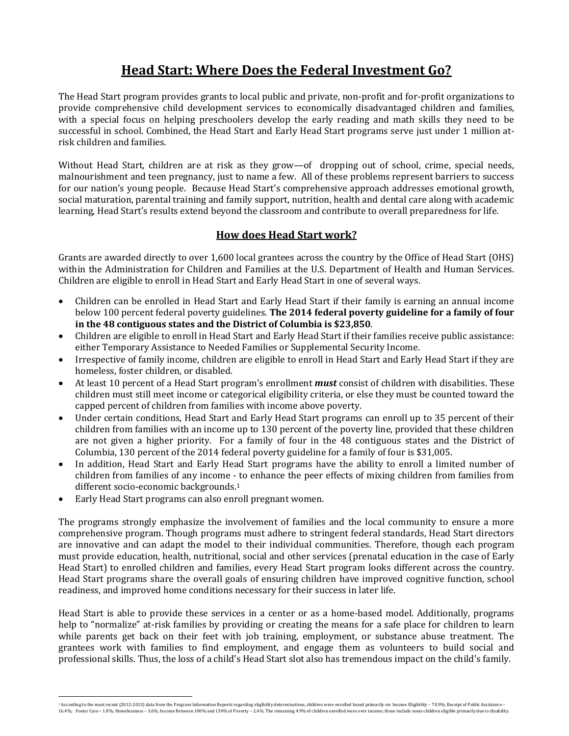# Head Start: Where Does the Federal Investment Go?

The Head Start program provides grants to local public and private, non-profit and for-profit organizations to provide comprehensive child development services to economically disadvantaged children and families, with a special focus on helping preschoolers develop the early reading and math skills they need to be successful in school. Combined, the Head Start and Early Head Start programs serve just under 1 million at-risk children and families.

Without Head Start, children are at risk as they grow—of dropping out of school, crime, special needs, malnourishment and teen pregnancy, just to name a few. All of these problems represent barriers to success for our nation's young people. Because Head Start's comprehensive approach addresses emotional growth, social maturation, parental training and family support, nutrition, health and dental care along with academic learning, Head Start's results extend beyond the classroom and contribute to overall preparedness for life.

## How does Head Start work?

Grants are awarded directly to over 1,600 local grantees across the country by the Office of Head Start (OHS) within the Administration for Children and Families at the U.S. Department of Health and Human Services. Children are eligible to enroll in Head Start and Early Head Start in one of several ways.

- Children can be enrolled in Head Start and Early Head Start if their family is earning an annual income below 100 percent federal poverty guidelines. **The 2014 federal poverty guideline for a family of four in the 48 contiguous states and the District of Columbia is $23,850**.
- Children are eligible to enroll in Head Start and Early Head Start if their families receive public assistance: either Temporary Assistance to Needed Families or Supplemental Security Income.
- Irrespective of family income, children are eligible to enroll in Head Start and Early Head Start if they are homeless, foster children, or disabled.
- At least 10 percent of a Head Start program's enrollment ***must*** consist of children with disabilities. These children must still meet income or categorical eligibility criteria, or else they must be counted toward the capped percent of children from families with income above poverty.
- Under certain conditions, Head Start and Early Head Start programs can enroll up to 35 percent of their children from families with an income up to 130 percent of the poverty line, provided that these children are not given a higher priority. For a family of four in the 48 contiguous states and the District of Columbia, 130 percent of the 2014 federal poverty guideline for a family of four is $31,005.
- In addition, Head Start and Early Head Start programs have the ability to enroll a limited number of children from families of any income - to enhance the peer effects of mixing children from families from different socio-economic backgrounds.[1]
- Early Head Start programs can also enroll pregnant women.

The programs strongly emphasize the involvement of families and the local community to ensure a more comprehensive program. Though programs must adhere to stringent federal standards, Head Start directors are innovative and can adapt the model to their individual communities. Therefore, though each program must provide education, health, nutritional, social and other services (prenatal education in the case of Early Head Start) to enrolled children and families, every Head Start program looks different across the country. Head Start programs share the overall goals of ensuring children have improved cognitive function, school readiness, and improved home conditions necessary for their success in later life.

Head Start is able to provide these services in a center or as a home-based model. Additionally, programs help to "normalize" at-risk families by providing or creating the means for a safe place for children to learn while parents get back on their feet with job training, employment, or substance abuse treatment. The grantees work with families to find employment, and engage them as volunteers to build social and professional skills. Thus, the loss of a child's Head Start slot also has tremendous impact on the child's family.

---

[1] According to the most recent (2012-2013) data from the Program Information Reports regarding eligibility determinations, children were enrolled based primarily on: Income Eligibility – 70.9%; Receipt of Public Assistance – 16.4%; Foster Care – 1.8%; Homelessness – 3.6%; Income Between 100% and 130% of Poverty – 2.4%. The remaining 4.9% of children enrolled were over income; these include some children eligible primarily due to disability.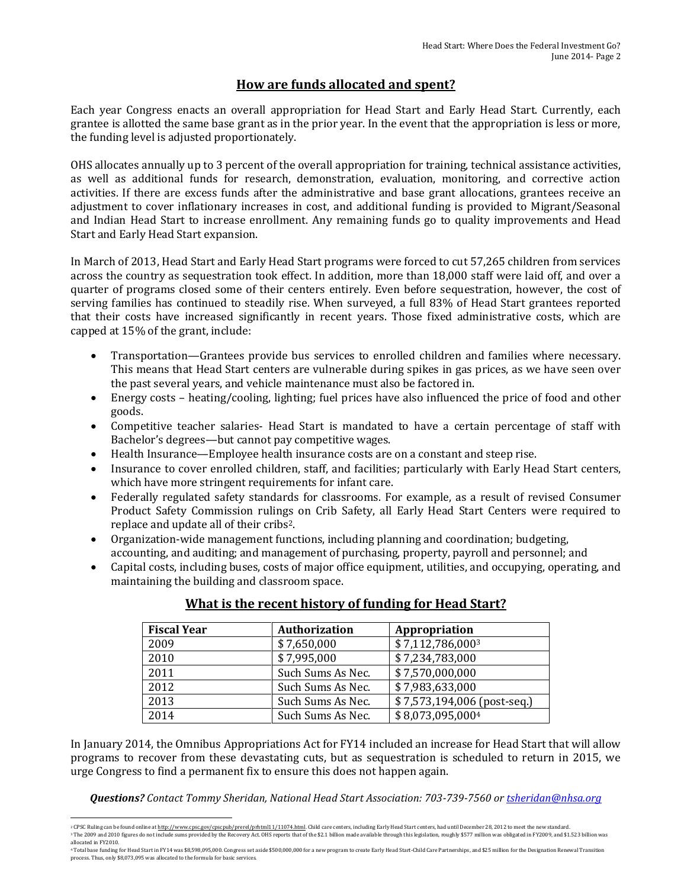## How are funds allocated and spent?

Each year Congress enacts an overall appropriation for Head Start and Early Head Start. Currently, each grantee is allotted the same base grant as in the prior year. In the event that the appropriation is less or more, the funding level is adjusted proportionately.

OHS allocates annually up to 3 percent of the overall appropriation for training, technical assistance activities, as well as additional funds for research, demonstration, evaluation, monitoring, and corrective action activities. If there are excess funds after the administrative and base grant allocations, grantees receive an adjustment to cover inflationary increases in cost, and additional funding is provided to Migrant/Seasonal and Indian Head Start to increase enrollment. Any remaining funds go to quality improvements and Head Start and Early Head Start expansion.

In March of 2013, Head Start and Early Head Start programs were forced to cut 57,265 children from services across the country as sequestration took effect. In addition, more than 18,000 staff were laid off, and over a quarter of programs closed some of their centers entirely. Even before sequestration, however, the cost of serving families has continued to steadily rise. When surveyed, a full 83% of Head Start grantees reported that their costs have increased significantly in recent years. Those fixed administrative costs, which are capped at 15% of the grant, include:

- Transportation—Grantees provide bus services to enrolled children and families where necessary. This means that Head Start centers are vulnerable during spikes in gas prices, as we have seen over the past several years, and vehicle maintenance must also be factored in.
- Energy costs – heating/cooling, lighting; fuel prices have also influenced the price of food and other goods.
- Competitive teacher salaries- Head Start is mandated to have a certain percentage of staff with Bachelor's degrees—but cannot pay competitive wages.
- Health Insurance—Employee health insurance costs are on a constant and steep rise.
- Insurance to cover enrolled children, staff, and facilities; particularly with Early Head Start centers, which have more stringent requirements for infant care.
- Federally regulated safety standards for classrooms. For example, as a result of revised Consumer Product Safety Commission rulings on Crib Safety, all Early Head Start Centers were required to replace and update all of their cribs[2].
- Organization-wide management functions, including planning and coordination; budgeting, accounting, and auditing; and management of purchasing, property, payroll and personnel; and
- Capital costs, including buses, costs of major office equipment, utilities, and occupying, operating, and maintaining the building and classroom space.

## What is the recent history of funding for Head Start?

| Fiscal Year | Authorization | Appropriation |
|---|---|---|
| 2009 | $ 7,650,000 | $ 7,112,786,000[3] |
| 2010 | $ 7,995,000 | $ 7,234,783,000 |
| 2011 | Such Sums As Nec. | $ 7,570,000,000 |
| 2012 | Such Sums As Nec. | $ 7,983,633,000 |
| 2013 | Such Sums As Nec. | $ 7,573,194,006 (post-seq.) |
| 2014 | Such Sums As Nec. | $ 8,073,095,000[4] |

In January 2014, the Omnibus Appropriations Act for FY14 included an increase for Head Start that will allow programs to recover from these devastating cuts, but as sequestration is scheduled to return in 2015, we urge Congress to find a permanent fix to ensure this does not happen again.

***Questions?** Contact Tommy Sheridan, National Head Start Association: 703-739-7560 or tsheridan@nhsa.org*

---

[2] CPSC Ruling can be found online at http://www.cpsc.gov/cpscpub/prerel/prhtml11/11074.html. Child care centers, including Early Head Start centers, had until December 28, 2012 to meet the new standard.

[3] The 2009 and 2010 figures do not include sums provided by the Recovery Act. OHS reports that of the $2.1 billion made available through this legislation, roughly $577 million was obligated in FY2009, and $1.523 billion was allocated in FY2010.

[4] Total base funding for Head Start in FY14 was $8,598,095,000. Congress set aside $500,000,000 for a new program to create Early Head Start-Child Care Partnerships, and $25 million for the Designation Renewal Transition process. Thus, only $8,073,095 was allocated to the formula for basic services.